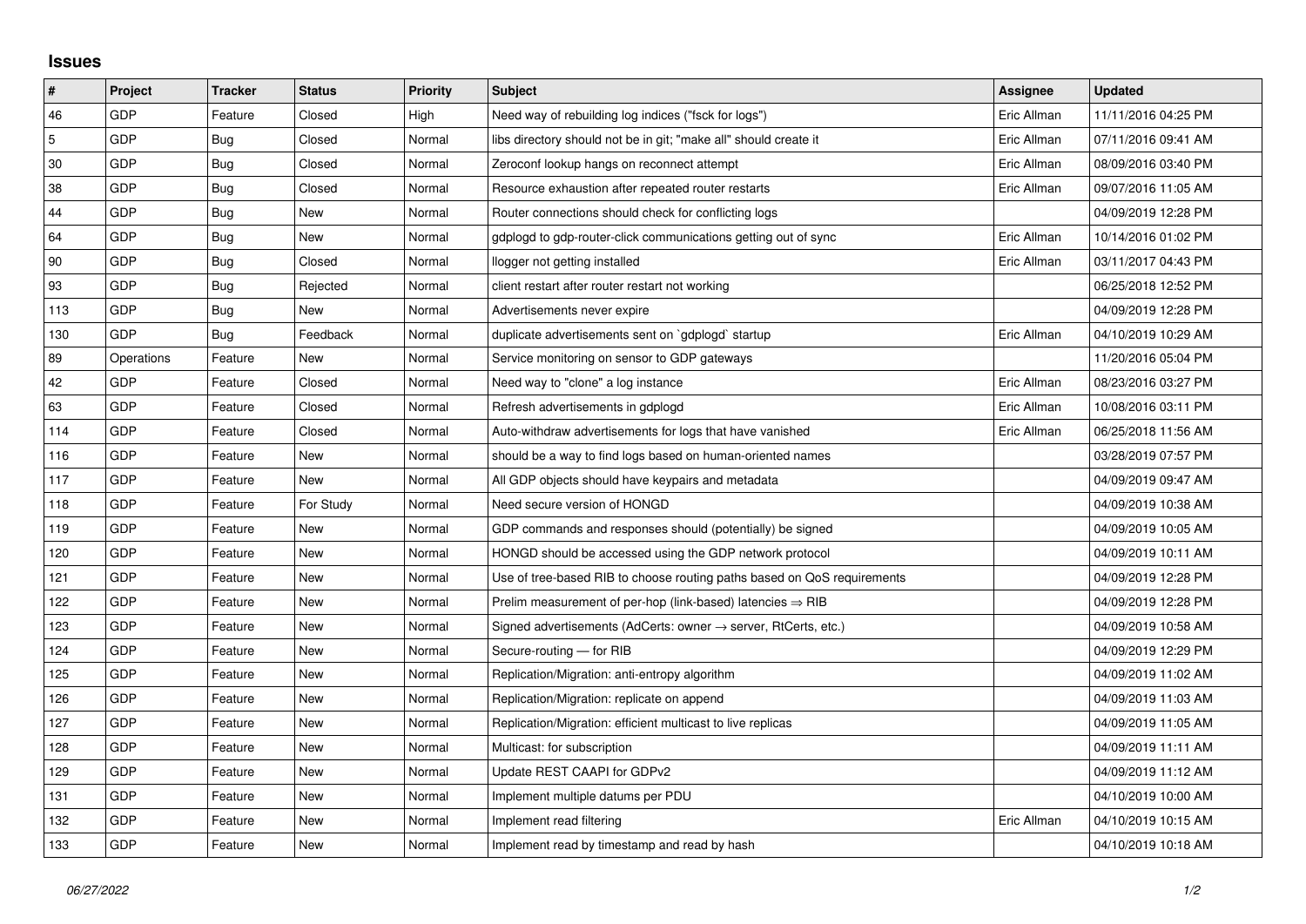# Issues

| # | Project | Tracker | Status | Priority | Subject | Assignee | Updated |
|---|---|---|---|---|---|---|---|
| 46 | GDP | Feature | Closed | High | Need way of rebuilding log indices ("fsck for logs") | Eric Allman | 11/11/2016 04:25 PM |
| 5 | GDP | Bug | Closed | Normal | libs directory should not be in git; "make all" should create it | Eric Allman | 07/11/2016 09:41 AM |
| 30 | GDP | Bug | Closed | Normal | Zeroconf lookup hangs on reconnect attempt | Eric Allman | 08/09/2016 03:40 PM |
| 38 | GDP | Bug | Closed | Normal | Resource exhaustion after repeated router restarts | Eric Allman | 09/07/2016 11:05 AM |
| 44 | GDP | Bug | New | Normal | Router connections should check for conflicting logs | | 04/09/2019 12:28 PM |
| 64 | GDP | Bug | New | Normal | gdplogd to gdp-router-click communications getting out of sync | Eric Allman | 10/14/2016 01:02 PM |
| 90 | GDP | Bug | Closed | Normal | llogger not getting installed | Eric Allman | 03/11/2017 04:43 PM |
| 93 | GDP | Bug | Rejected | Normal | client restart after router restart not working | | 06/25/2018 12:52 PM |
| 113 | GDP | Bug | New | Normal | Advertisements never expire | | 04/09/2019 12:28 PM |
| 130 | GDP | Bug | Feedback | Normal | duplicate advertisements sent on `gdplogd` startup | Eric Allman | 04/10/2019 10:29 AM |
| 89 | Operations | Feature | New | Normal | Service monitoring on sensor to GDP gateways | | 11/20/2016 05:04 PM |
| 42 | GDP | Feature | Closed | Normal | Need way to "clone" a log instance | Eric Allman | 08/23/2016 03:27 PM |
| 63 | GDP | Feature | Closed | Normal | Refresh advertisements in gdplogd | Eric Allman | 10/08/2016 03:11 PM |
| 114 | GDP | Feature | Closed | Normal | Auto-withdraw advertisements for logs that have vanished | Eric Allman | 06/25/2018 11:56 AM |
| 116 | GDP | Feature | New | Normal | should be a way to find logs based on human-oriented names | | 03/28/2019 07:57 PM |
| 117 | GDP | Feature | New | Normal | All GDP objects should have keypairs and metadata | | 04/09/2019 09:47 AM |
| 118 | GDP | Feature | For Study | Normal | Need secure version of HONGD | | 04/09/2019 10:38 AM |
| 119 | GDP | Feature | New | Normal | GDP commands and responses should (potentially) be signed | | 04/09/2019 10:05 AM |
| 120 | GDP | Feature | New | Normal | HONGD should be accessed using the GDP network protocol | | 04/09/2019 10:11 AM |
| 121 | GDP | Feature | New | Normal | Use of tree-based RIB to choose routing paths based on QoS requirements | | 04/09/2019 12:28 PM |
| 122 | GDP | Feature | New | Normal | Prelim measurement of per-hop (link-based) latencies ⇒ RIB | | 04/09/2019 12:28 PM |
| 123 | GDP | Feature | New | Normal | Signed advertisements (AdCerts: owner → server, RtCerts, etc.) | | 04/09/2019 10:58 AM |
| 124 | GDP | Feature | New | Normal | Secure-routing — for RIB | | 04/09/2019 12:29 PM |
| 125 | GDP | Feature | New | Normal | Replication/Migration: anti-entropy algorithm | | 04/09/2019 11:02 AM |
| 126 | GDP | Feature | New | Normal | Replication/Migration: replicate on append | | 04/09/2019 11:03 AM |
| 127 | GDP | Feature | New | Normal | Replication/Migration: efficient multicast to live replicas | | 04/09/2019 11:05 AM |
| 128 | GDP | Feature | New | Normal | Multicast: for subscription | | 04/09/2019 11:11 AM |
| 129 | GDP | Feature | New | Normal | Update REST CAAPI for GDPv2 | | 04/09/2019 11:12 AM |
| 131 | GDP | Feature | New | Normal | Implement multiple datums per PDU | | 04/10/2019 10:00 AM |
| 132 | GDP | Feature | New | Normal | Implement read filtering | Eric Allman | 04/10/2019 10:15 AM |
| 133 | GDP | Feature | New | Normal | Implement read by timestamp and read by hash | | 04/10/2019 10:18 AM |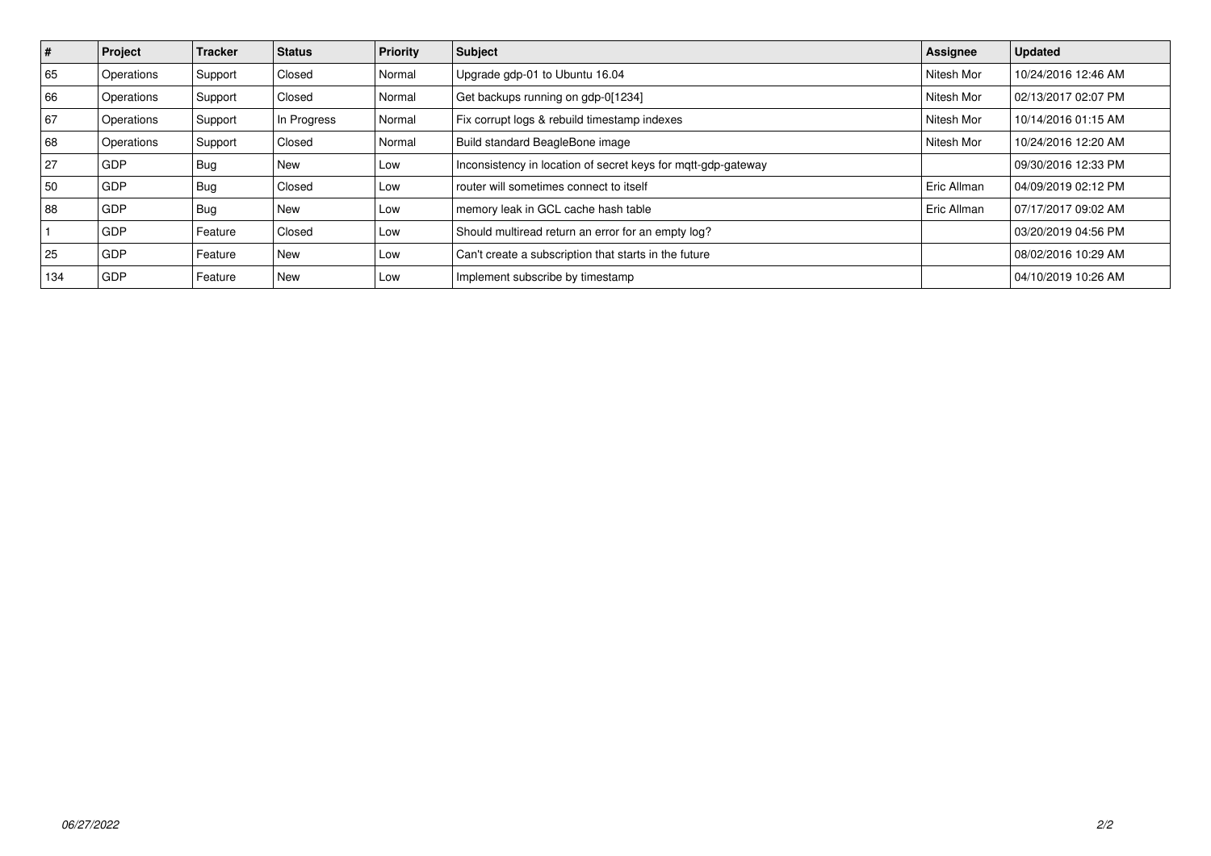| # | Project | Tracker | Status | Priority | Subject | Assignee | Updated |
|---|---|---|---|---|---|---|---|
| 65 | Operations | Support | Closed | Normal | Upgrade gdp-01 to Ubuntu 16.04 | Nitesh Mor | 10/24/2016 12:46 AM |
| 66 | Operations | Support | Closed | Normal | Get backups running on gdp-0[1234] | Nitesh Mor | 02/13/2017 02:07 PM |
| 67 | Operations | Support | In Progress | Normal | Fix corrupt logs & rebuild timestamp indexes | Nitesh Mor | 10/14/2016 01:15 AM |
| 68 | Operations | Support | Closed | Normal | Build standard BeagleBone image | Nitesh Mor | 10/24/2016 12:20 AM |
| 27 | GDP | Bug | New | Low | Inconsistency in location of secret keys for mqtt-gdp-gateway | | 09/30/2016 12:33 PM |
| 50 | GDP | Bug | Closed | Low | router will sometimes connect to itself | Eric Allman | 04/09/2019 02:12 PM |
| 88 | GDP | Bug | New | Low | memory leak in GCL cache hash table | Eric Allman | 07/17/2017 09:02 AM |
| 1 | GDP | Feature | Closed | Low | Should multiread return an error for an empty log? | | 03/20/2019 04:56 PM |
| 25 | GDP | Feature | New | Low | Can't create a subscription that starts in the future | | 08/02/2016 10:29 AM |
| 134 | GDP | Feature | New | Low | Implement subscribe by timestamp | | 04/10/2019 10:26 AM |